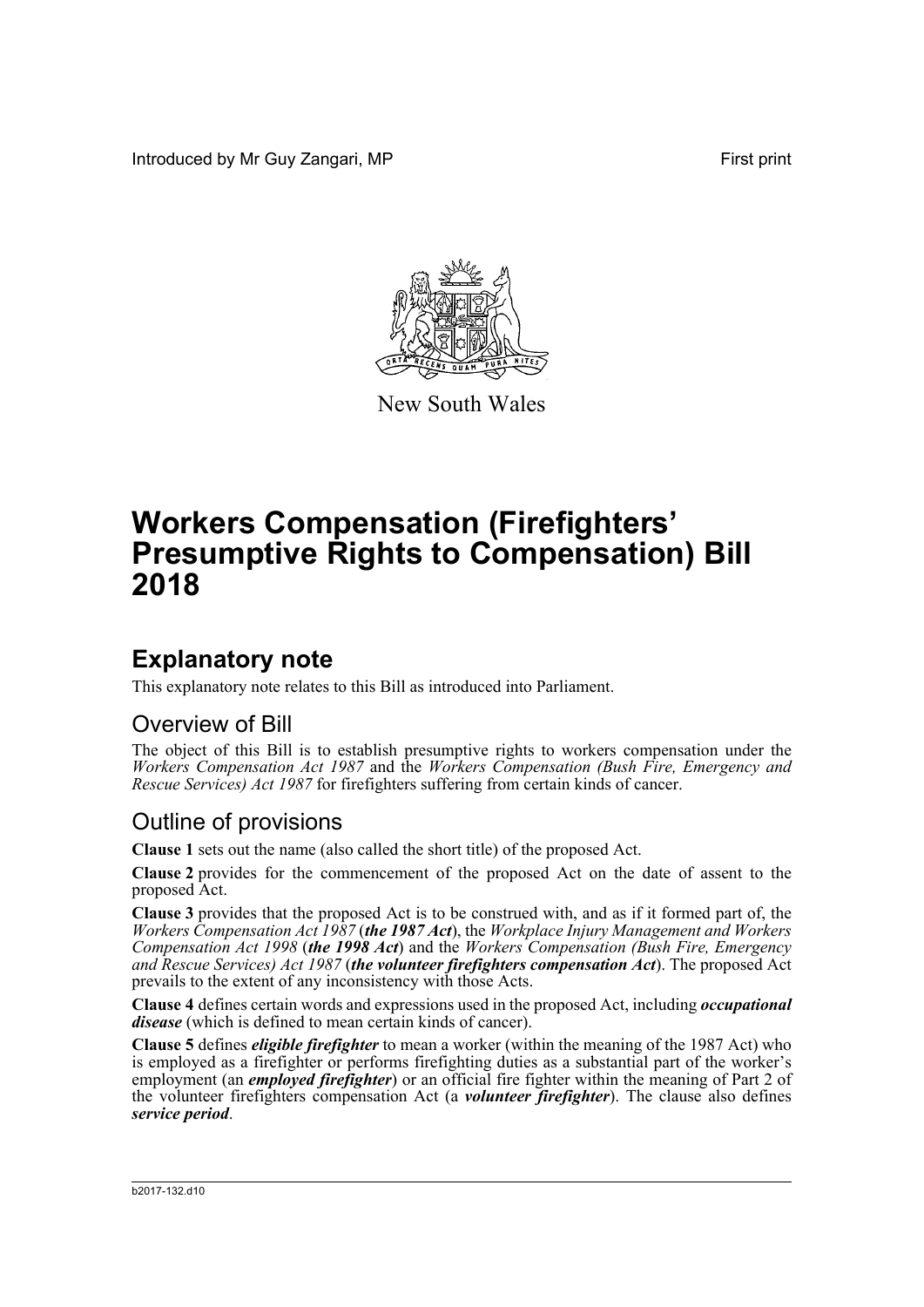Introduced by Mr Guy Zangari, MP

First print

New South Wales

# Workers Compensation (Firefighters' Presumptive Rights to Compensation) Bill 2018

## Explanatory note

This explanatory note relates to this Bill as introduced into Parliament.

### Overview of Bill

The object of this Bill is to establish presumptive rights to workers compensation under the *Workers Compensation Act 1987* and the *Workers Compensation (Bush Fire, Emergency and Rescue Services) Act 1987* for firefighters suffering from certain kinds of cancer.

### Outline of provisions

**Clause 1** sets out the name (also called the short title) of the proposed Act.

**Clause 2** provides for the commencement of the proposed Act on the date of assent to the proposed Act.

**Clause 3** provides that the proposed Act is to be construed with, and as if it formed part of, the *Workers Compensation Act 1987* (***the 1987 Act***), the *Workplace Injury Management and Workers Compensation Act 1998* (***the 1998 Act***) and the *Workers Compensation (Bush Fire, Emergency and Rescue Services) Act 1987* (***the volunteer firefighters compensation Act***). The proposed Act prevails to the extent of any inconsistency with those Acts.

**Clause 4** defines certain words and expressions used in the proposed Act, including ***occupational disease*** (which is defined to mean certain kinds of cancer).

**Clause 5** defines ***eligible firefighter*** to mean a worker (within the meaning of the 1987 Act) who is employed as a firefighter or performs firefighting duties as a substantial part of the worker's employment (an ***employed firefighter***) or an official fire fighter within the meaning of Part 2 of the volunteer firefighters compensation Act (a ***volunteer firefighter***). The clause also defines ***service period***.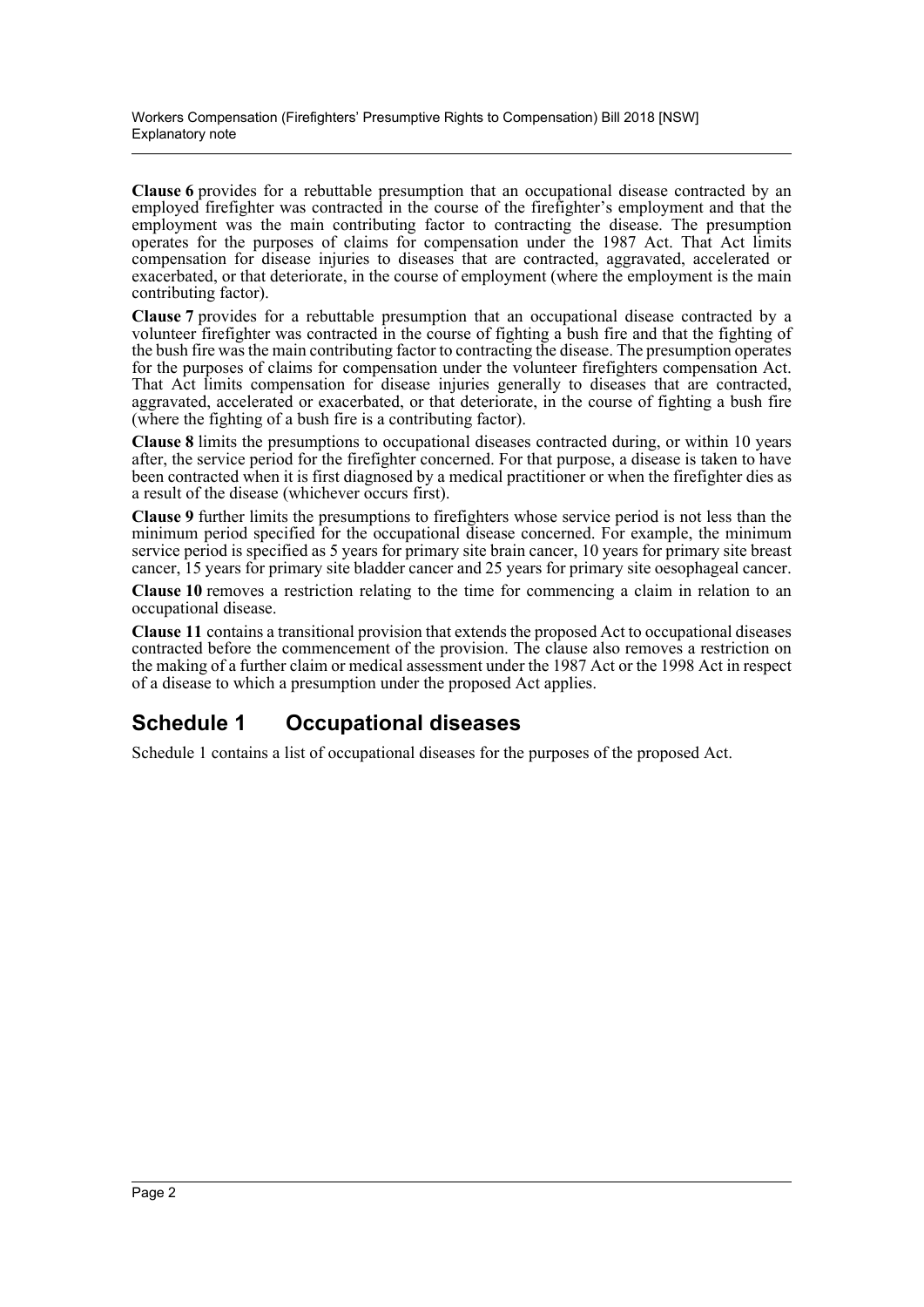**Clause 6** provides for a rebuttable presumption that an occupational disease contracted by an employed firefighter was contracted in the course of the firefighter's employment and that the employment was the main contributing factor to contracting the disease. The presumption operates for the purposes of claims for compensation under the 1987 Act. That Act limits compensation for disease injuries to diseases that are contracted, aggravated, accelerated or exacerbated, or that deteriorate, in the course of employment (where the employment is the main contributing factor).

**Clause 7** provides for a rebuttable presumption that an occupational disease contracted by a volunteer firefighter was contracted in the course of fighting a bush fire and that the fighting of the bush fire was the main contributing factor to contracting the disease. The presumption operates for the purposes of claims for compensation under the volunteer firefighters compensation Act. That Act limits compensation for disease injuries generally to diseases that are contracted, aggravated, accelerated or exacerbated, or that deteriorate, in the course of fighting a bush fire (where the fighting of a bush fire is a contributing factor).

**Clause 8** limits the presumptions to occupational diseases contracted during, or within 10 years after, the service period for the firefighter concerned. For that purpose, a disease is taken to have been contracted when it is first diagnosed by a medical practitioner or when the firefighter dies as a result of the disease (whichever occurs first).

**Clause 9** further limits the presumptions to firefighters whose service period is not less than the minimum period specified for the occupational disease concerned. For example, the minimum service period is specified as 5 years for primary site brain cancer, 10 years for primary site breast cancer, 15 years for primary site bladder cancer and 25 years for primary site oesophageal cancer.

**Clause 10** removes a restriction relating to the time for commencing a claim in relation to an occupational disease.

**Clause 11** contains a transitional provision that extends the proposed Act to occupational diseases contracted before the commencement of the provision. The clause also removes a restriction on the making of a further claim or medical assessment under the 1987 Act or the 1998 Act in respect of a disease to which a presumption under the proposed Act applies.

## Schedule 1 Occupational diseases

Schedule 1 contains a list of occupational diseases for the purposes of the proposed Act.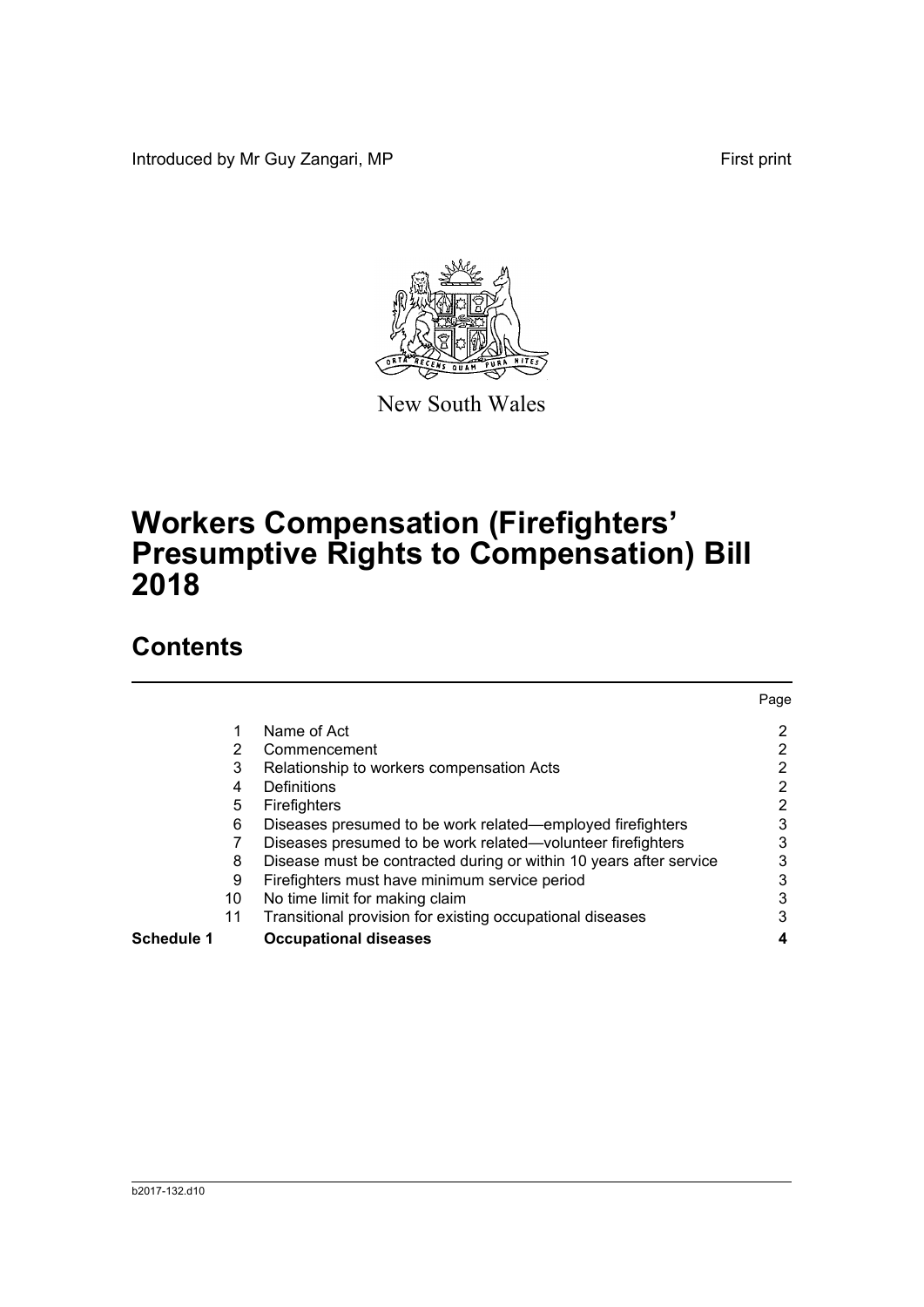Introduced by Mr Guy Zangari, MP

First print

New South Wales

# Workers Compensation (Firefighters' Presumptive Rights to Compensation) Bill 2018

## Contents

| | | | Page |
|---|---|---|---|
| | 1 | Name of Act | 2 |
| | 2 | Commencement | 2 |
| | 3 | Relationship to workers compensation Acts | 2 |
| | 4 | Definitions | 2 |
| | 5 | Firefighters | 2 |
| | 6 | Diseases presumed to be work related—employed firefighters | 3 |
| | 7 | Diseases presumed to be work related—volunteer firefighters | 3 |
| | 8 | Disease must be contracted during or within 10 years after service | 3 |
| | 9 | Firefighters must have minimum service period | 3 |
| | 10 | No time limit for making claim | 3 |
| | 11 | Transitional provision for existing occupational diseases | 3 |
| **Schedule 1** | | **Occupational diseases** | **4** |

b2017-132.d10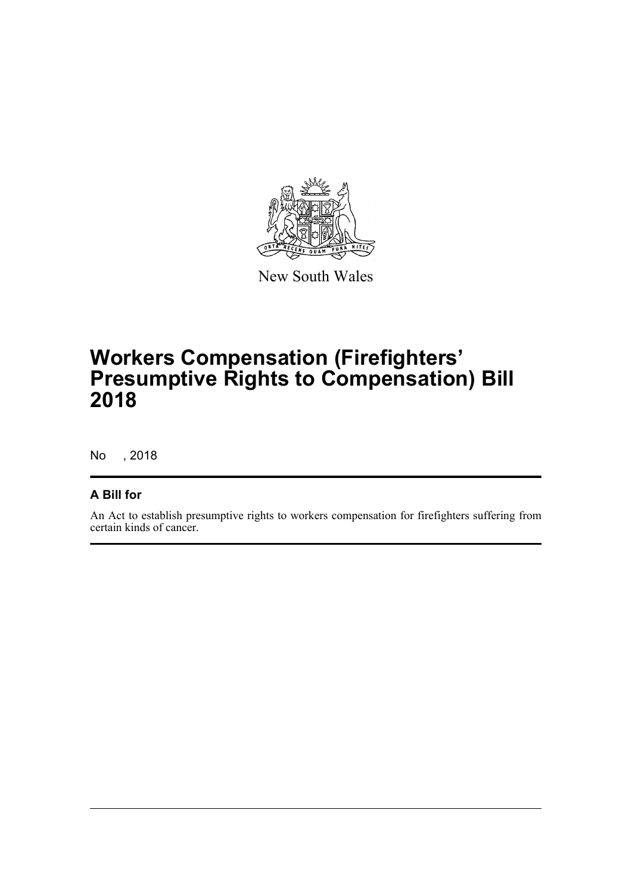New South Wales

# Workers Compensation (Firefighters' Presumptive Rights to Compensation) Bill 2018

No , 2018

## A Bill for

An Act to establish presumptive rights to workers compensation for firefighters suffering from certain kinds of cancer.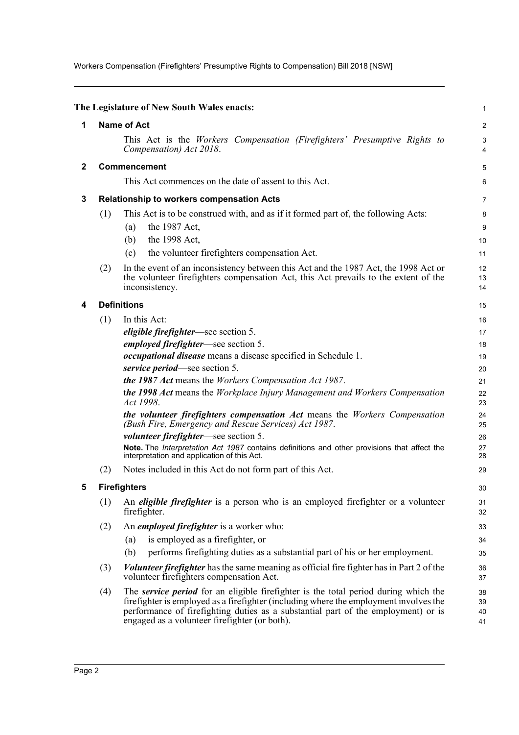**The Legislature of New South Wales enacts:**

## 1 Name of Act

This Act is the *Workers Compensation (Firefighters' Presumptive Rights to Compensation) Act 2018*.

## 2 Commencement

This Act commences on the date of assent to this Act.

## 3 Relationship to workers compensation Acts

(1) This Act is to be construed with, and as if it formed part of, the following Acts:

- (a) the 1987 Act,
- (b) the 1998 Act,
- (c) the volunteer firefighters compensation Act.

(2) In the event of an inconsistency between this Act and the 1987 Act, the 1998 Act or the volunteer firefighters compensation Act, this Act prevails to the extent of the inconsistency.

## 4 Definitions

(1) In this Act:

***eligible firefighter***—see section 5.

***employed firefighter***—see section 5.

***occupational disease*** means a disease specified in Schedule 1.

***service period***—see section 5.

***the 1987 Act*** means the *Workers Compensation Act 1987*.

t***he 1998 Act*** means the *Workplace Injury Management and Workers Compensation Act 1998*.

***the volunteer firefighters compensation Act*** means the *Workers Compensation (Bush Fire, Emergency and Rescue Services) Act 1987*.

***volunteer firefighter***—see section 5.

**Note.** The *Interpretation Act 1987* contains definitions and other provisions that affect the interpretation and application of this Act.

(2) Notes included in this Act do not form part of this Act.

## 5 Firefighters

(1) An ***eligible firefighter*** is a person who is an employed firefighter or a volunteer firefighter.

(2) An ***employed firefighter*** is a worker who:

- (a) is employed as a firefighter, or
- (b) performs firefighting duties as a substantial part of his or her employment.

(3) ***Volunteer firefighter*** has the same meaning as official fire fighter has in Part 2 of the volunteer firefighters compensation Act.

(4) The ***service period*** for an eligible firefighter is the total period during which the firefighter is employed as a firefighter (including where the employment involves the performance of firefighting duties as a substantial part of the employment) or is engaged as a volunteer firefighter (or both).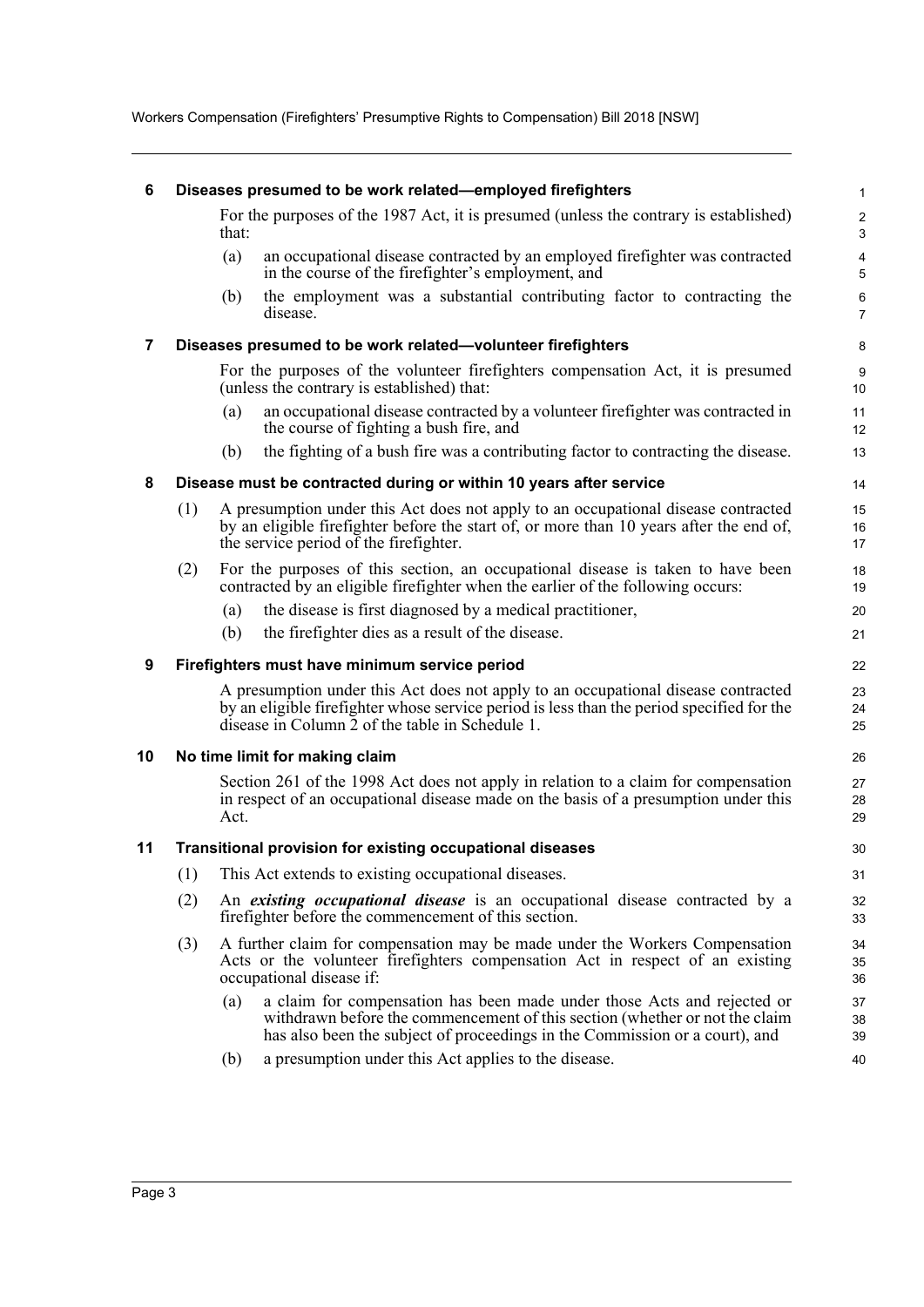### 6 Diseases presumed to be work related—employed firefighters

For the purposes of the 1987 Act, it is presumed (unless the contrary is established) that:

(a) an occupational disease contracted by an employed firefighter was contracted in the course of the firefighter's employment, and

(b) the employment was a substantial contributing factor to contracting the disease.

### 7 Diseases presumed to be work related—volunteer firefighters

For the purposes of the volunteer firefighters compensation Act, it is presumed (unless the contrary is established) that:

(a) an occupational disease contracted by a volunteer firefighter was contracted in the course of fighting a bush fire, and

(b) the fighting of a bush fire was a contributing factor to contracting the disease.

### 8 Disease must be contracted during or within 10 years after service

(1) A presumption under this Act does not apply to an occupational disease contracted by an eligible firefighter before the start of, or more than 10 years after the end of, the service period of the firefighter.

(2) For the purposes of this section, an occupational disease is taken to have been contracted by an eligible firefighter when the earlier of the following occurs:

(a) the disease is first diagnosed by a medical practitioner,

(b) the firefighter dies as a result of the disease.

### 9 Firefighters must have minimum service period

A presumption under this Act does not apply to an occupational disease contracted by an eligible firefighter whose service period is less than the period specified for the disease in Column 2 of the table in Schedule 1.

### 10 No time limit for making claim

Section 261 of the 1998 Act does not apply in relation to a claim for compensation in respect of an occupational disease made on the basis of a presumption under this Act.

### 11 Transitional provision for existing occupational diseases

(1) This Act extends to existing occupational diseases.

(2) An ***existing occupational disease*** is an occupational disease contracted by a firefighter before the commencement of this section.

(3) A further claim for compensation may be made under the Workers Compensation Acts or the volunteer firefighters compensation Act in respect of an existing occupational disease if:

(a) a claim for compensation has been made under those Acts and rejected or withdrawn before the commencement of this section (whether or not the claim has also been the subject of proceedings in the Commission or a court), and

(b) a presumption under this Act applies to the disease.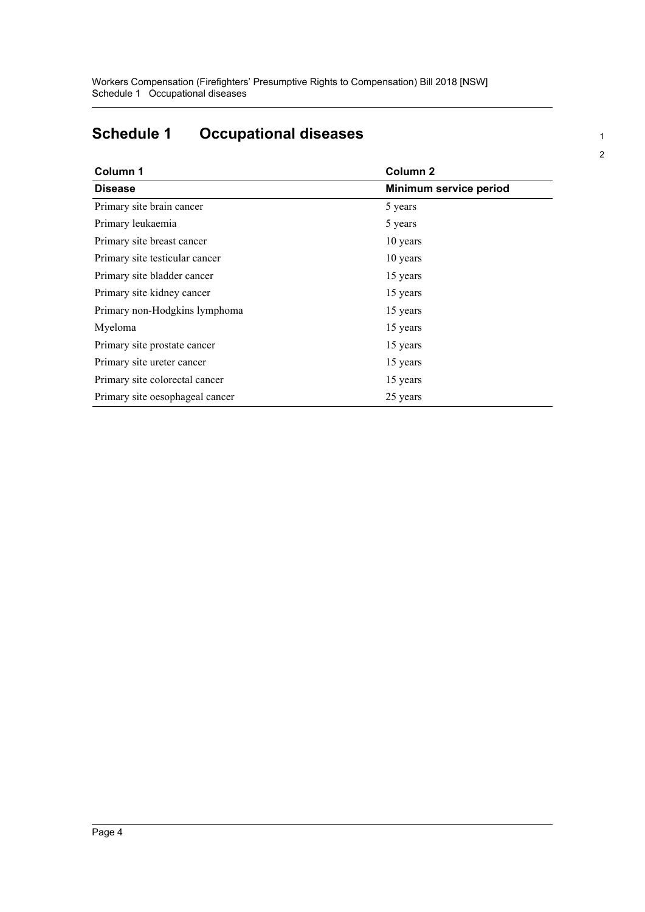# Schedule 1 Occupational diseases

| Column 1 | Column 2 |
| --- | --- |
| **Disease** | **Minimum service period** |
| Primary site brain cancer | 5 years |
| Primary leukaemia | 5 years |
| Primary site breast cancer | 10 years |
| Primary site testicular cancer | 10 years |
| Primary site bladder cancer | 15 years |
| Primary site kidney cancer | 15 years |
| Primary non-Hodgkins lymphoma | 15 years |
| Myeloma | 15 years |
| Primary site prostate cancer | 15 years |
| Primary site ureter cancer | 15 years |
| Primary site colorectal cancer | 15 years |
| Primary site oesophageal cancer | 25 years |